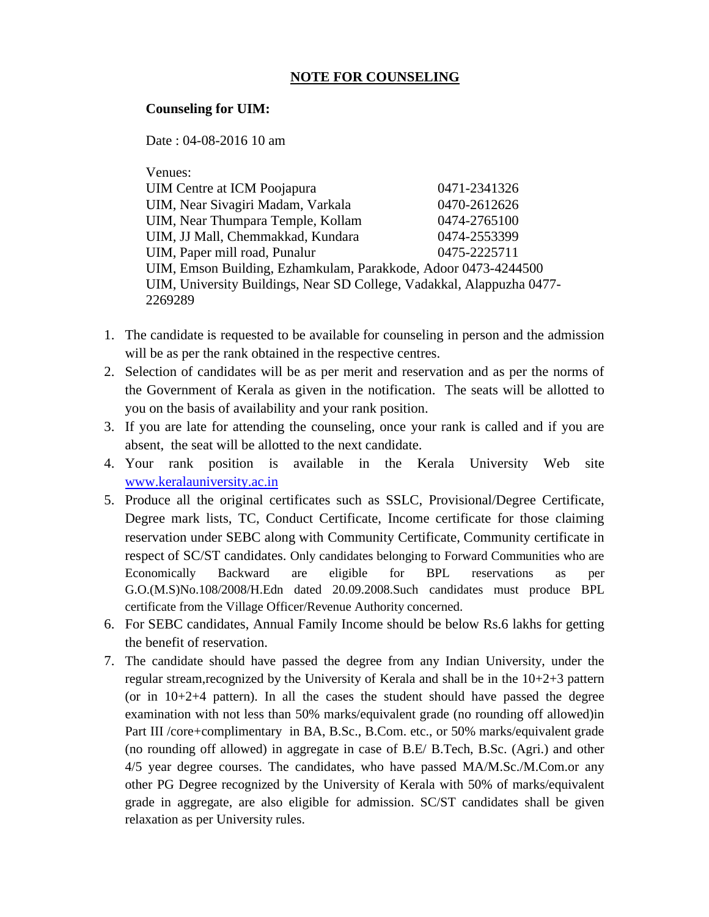# NOTE FOR COUNSELING

**Counseling for UIM:**

Date : 04-08-2016 10 am

Venues:

| | |
|---|---|
| UIM Centre at ICM Poojapura | 0471-2341326 |
| UIM, Near Sivagiri Madam, Varkala | 0470-2612626 |
| UIM, Near Thumpara Temple, Kollam | 0474-2765100 |
| UIM, JJ Mall, Chemmakkad, Kundara | 0474-2553399 |
| UIM, Paper mill road, Punalur | 0475-2225711 |
| UIM, Emson Building, Ezhamkulam, Parakkode, Adoor | 0473-4244500 |
| UIM, University Buildings, Near SD College, Vadakkal, Alappuzha | 0477-2269289 |

1. The candidate is requested to be available for counseling in person and the admission will be as per the rank obtained in the respective centres.
2. Selection of candidates will be as per merit and reservation and as per the norms of the Government of Kerala as given in the notification. The seats will be allotted to you on the basis of availability and your rank position.
3. If you are late for attending the counseling, once your rank is called and if you are absent, the seat will be allotted to the next candidate.
4. Your rank position is available in the Kerala University Web site www.keralauniversity.ac.in
5. Produce all the original certificates such as SSLC, Provisional/Degree Certificate, Degree mark lists, TC, Conduct Certificate, Income certificate for those claiming reservation under SEBC along with Community Certificate, Community certificate in respect of SC/ST candidates. Only candidates belonging to Forward Communities who are Economically Backward are eligible for BPL reservations as per G.O.(M.S)No.108/2008/H.Edn dated 20.09.2008.Such candidates must produce BPL certificate from the Village Officer/Revenue Authority concerned.
6. For SEBC candidates, Annual Family Income should be below Rs.6 lakhs for getting the benefit of reservation.
7. The candidate should have passed the degree from any Indian University, under the regular stream,recognized by the University of Kerala and shall be in the 10+2+3 pattern (or in 10+2+4 pattern). In all the cases the student should have passed the degree examination with not less than 50% marks/equivalent grade (no rounding off allowed)in Part III /core+complimentary in BA, B.Sc., B.Com. etc., or 50% marks/equivalent grade (no rounding off allowed) in aggregate in case of B.E/ B.Tech, B.Sc. (Agri.) and other 4/5 year degree courses. The candidates, who have passed MA/M.Sc./M.Com.or any other PG Degree recognized by the University of Kerala with 50% of marks/equivalent grade in aggregate, are also eligible for admission. SC/ST candidates shall be given relaxation as per University rules.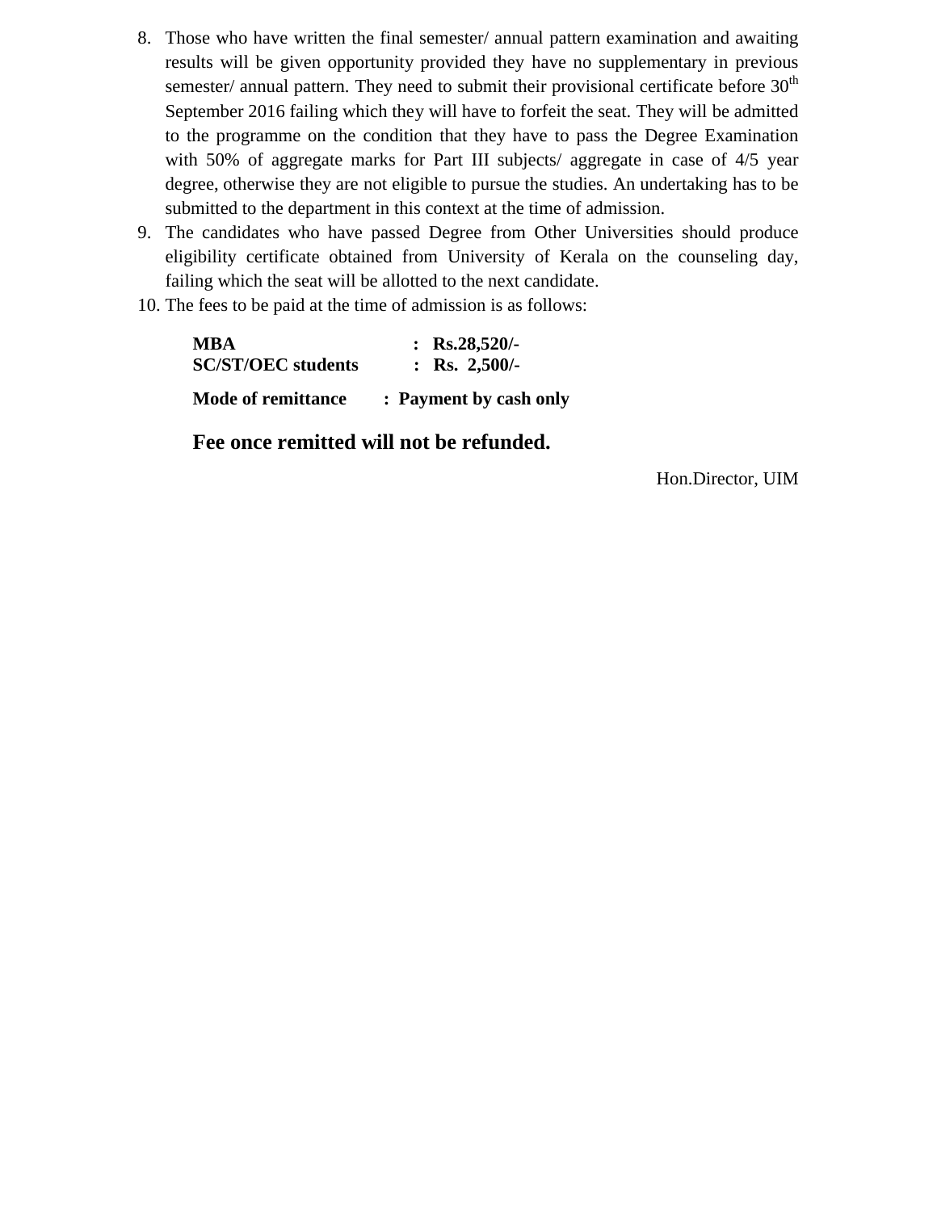8. Those who have written the final semester/ annual pattern examination and awaiting results will be given opportunity provided they have no supplementary in previous semester/ annual pattern. They need to submit their provisional certificate before 30th September 2016 failing which they will have to forfeit the seat. They will be admitted to the programme on the condition that they have to pass the Degree Examination with 50% of aggregate marks for Part III subjects/ aggregate in case of 4/5 year degree, otherwise they are not eligible to pursue the studies. An undertaking has to be submitted to the department in this context at the time of admission.
9. The candidates who have passed Degree from Other Universities should produce eligibility certificate obtained from University of Kerala on the counseling day, failing which the seat will be allotted to the next candidate.
10. The fees to be paid at the time of admission is as follows:

| | |
|---|---|
| **MBA** | **: Rs.28,520/-** |
| **SC/ST/OEC students** | **: Rs. 2,500/-** |

**Mode of remittance : Payment by cash only**

**Fee once remitted will not be refunded.**

Hon.Director, UIM